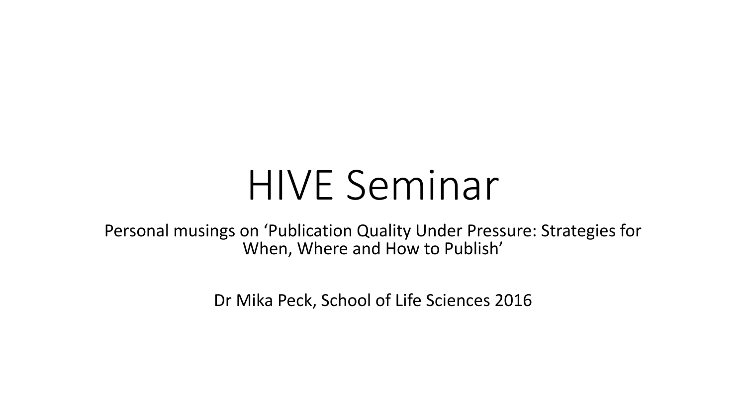# HIVE Seminar

Personal musings on 'Publication Quality Under Pressure: Strategies for When, Where and How to Publish'

Dr Mika Peck, School of Life Sciences 2016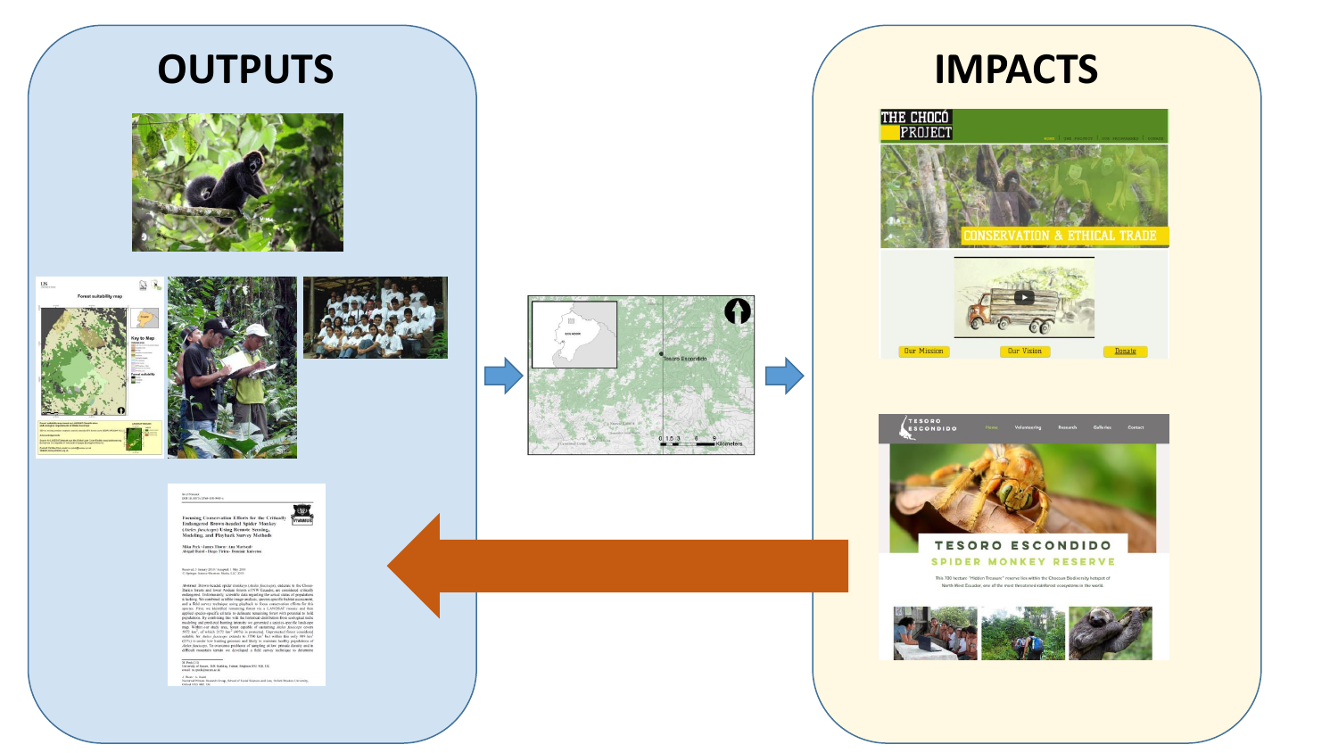# OUTPUTS

# IMPACTS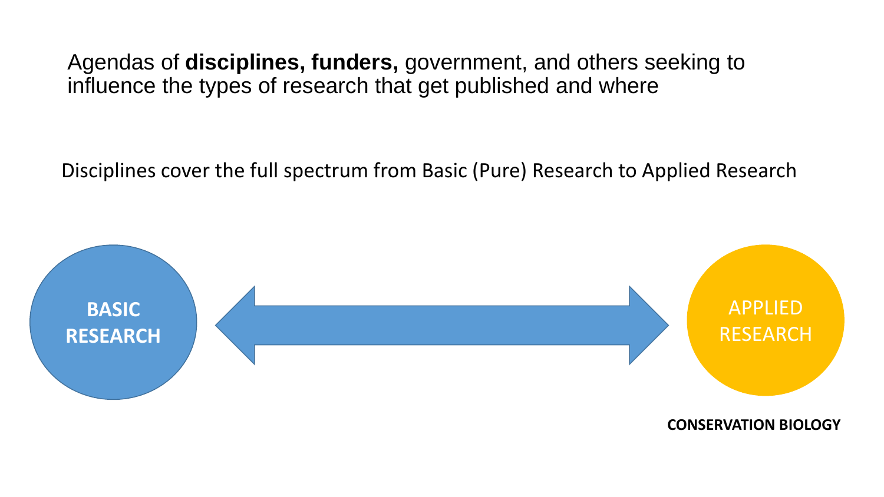Agendas of **disciplines, funders,** government, and others seeking to influence the types of research that get published and where

Disciplines cover the full spectrum from Basic (Pure) Research to Applied Research

**BASIC RESEARCH** ⟷ APPLIED RESEARCH

**CONSERVATION BIOLOGY**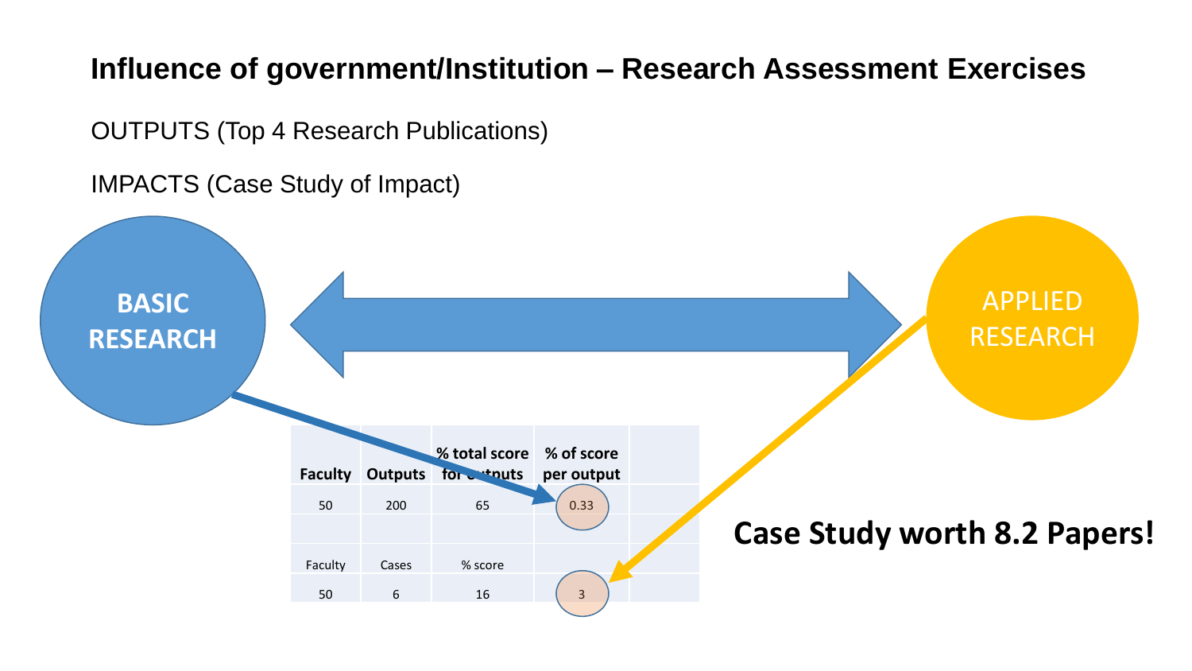# Influence of government/Institution – Research Assessment Exercises

OUTPUTS (Top 4 Research Publications)

IMPACTS (Case Study of Impact)

BASIC RESEARCH

APPLIED RESEARCH

| Faculty | Outputs | % total score for outputs | % of score per output |
|---|---|---|---|
| 50 | 200 | 65 | 0.33 |
| | | | |
| Faculty | Cases | % score | |
| 50 | 6 | 16 | 3 |

**Case Study worth 8.2 Papers!**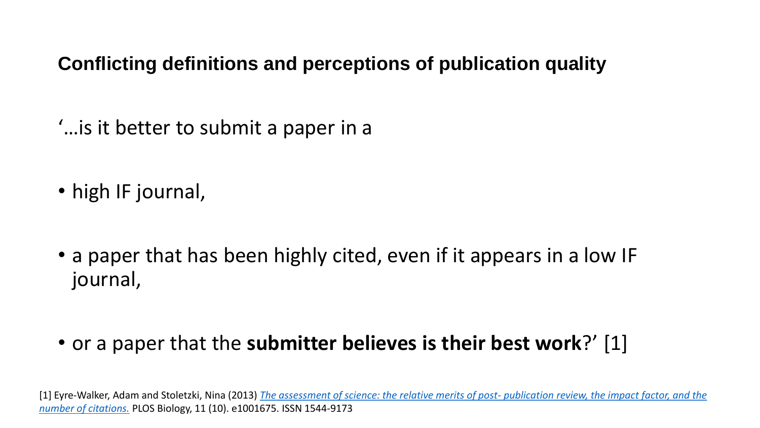## Conflicting definitions and perceptions of publication quality

'…is it better to submit a paper in a

- high IF journal,
- a paper that has been highly cited, even if it appears in a low IF journal,
- or a paper that the **submitter believes is their best work**?' [1]

[1] Eyre-Walker, Adam and Stoletzki, Nina (2013) *The assessment of science: the relative merits of post- publication review, the impact factor, and the number of citations.* PLOS Biology, 11 (10). e1001675. ISSN 1544-9173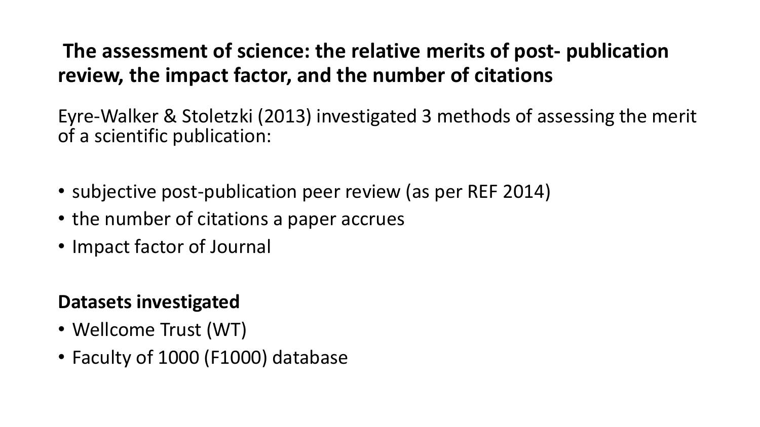## The assessment of science: the relative merits of post- publication review, the impact factor, and the number of citations

Eyre-Walker & Stoletzki (2013) investigated 3 methods of assessing the merit of a scientific publication:

- subjective post-publication peer review (as per REF 2014)
- the number of citations a paper accrues
- Impact factor of Journal

**Datasets investigated**

- Wellcome Trust (WT)
- Faculty of 1000 (F1000) database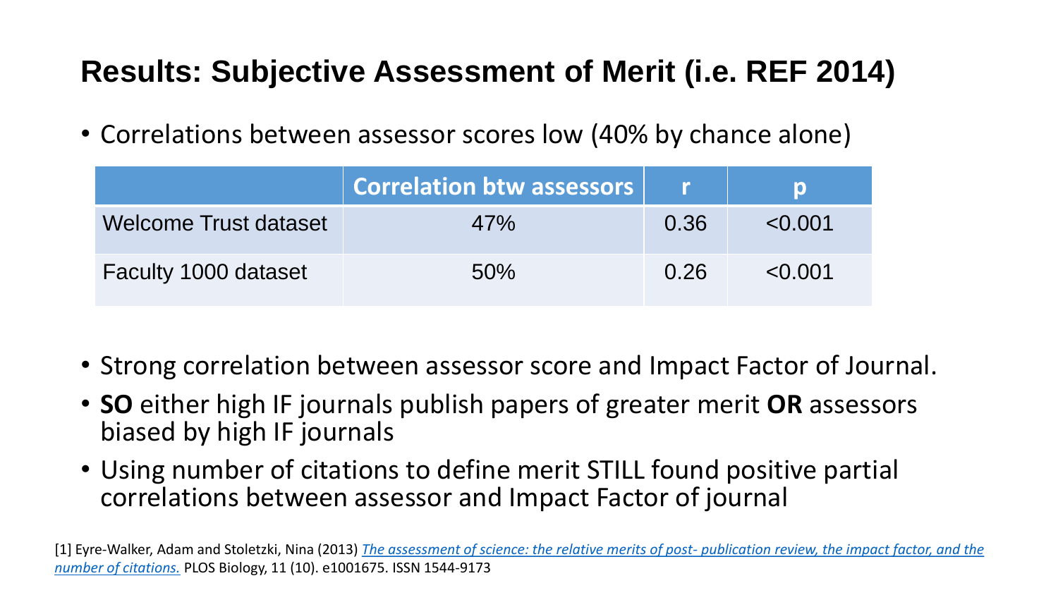# Results: Subjective Assessment of Merit (i.e. REF 2014)

- Correlations between assessor scores low (40% by chance alone)

| | Correlation btw assessors | r | p |
|---|---|---|---|
| Welcome Trust dataset | 47% | 0.36 | <0.001 |
| Faculty 1000 dataset | 50% | 0.26 | <0.001 |

- Strong correlation between assessor score and Impact Factor of Journal.
- **SO** either high IF journals publish papers of greater merit **OR** assessors biased by high IF journals
- Using number of citations to define merit STILL found positive partial correlations between assessor and Impact Factor of journal

[1] Eyre-Walker, Adam and Stoletzki, Nina (2013) *The assessment of science: the relative merits of post- publication review, the impact factor, and the number of citations.* PLOS Biology, 11 (10). e1001675. ISSN 1544-9173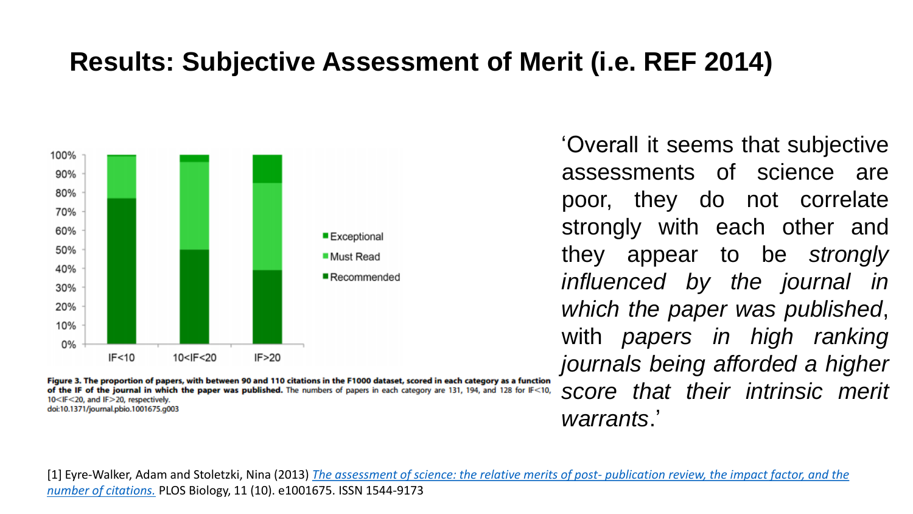# Results: Subjective Assessment of Merit (i.e. REF 2014)

**Figure 3. The proportion of papers, with between 90 and 110 citations in the F1000 dataset, scored in each category as a function of the IF of the journal in which the paper was published.** The numbers of papers in each category are 131, 194, and 128 for IF<10, 10<IF<20, and IF>20, respectively.
doi:10.1371/journal.pbio.1001675.g003

'Overall it seems that subjective assessments of science are poor, they do not correlate strongly with each other and they appear to be *strongly influenced by the journal in which the paper was published*, with *papers in high ranking journals being afforded a higher score that their intrinsic merit warrants*.'

[1] Eyre-Walker, Adam and Stoletzki, Nina (2013) *The assessment of science: the relative merits of post- publication review, the impact factor, and the number of citations.* PLOS Biology, 11 (10). e1001675. ISSN 1544-9173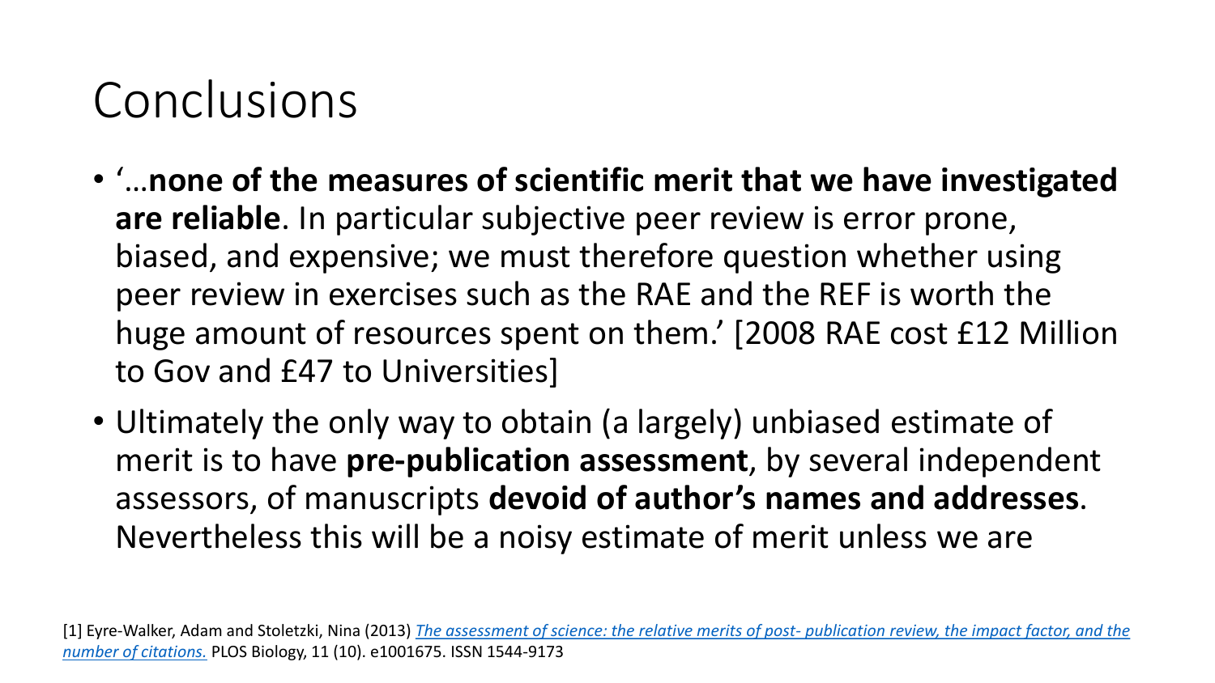# Conclusions

- '…**none of the measures of scientific merit that we have investigated are reliable**. In particular subjective peer review is error prone, biased, and expensive; we must therefore question whether using peer review in exercises such as the RAE and the REF is worth the huge amount of resources spent on them.' [2008 RAE cost £12 Million to Gov and £47 to Universities]
- Ultimately the only way to obtain (a largely) unbiased estimate of merit is to have **pre-publication assessment**, by several independent assessors, of manuscripts **devoid of author's names and addresses**. Nevertheless this will be a noisy estimate of merit unless we are

[1] Eyre-Walker, Adam and Stoletzki, Nina (2013) *The assessment of science: the relative merits of post- publication review, the impact factor, and the number of citations.* PLOS Biology, 11 (10). e1001675. ISSN 1544-9173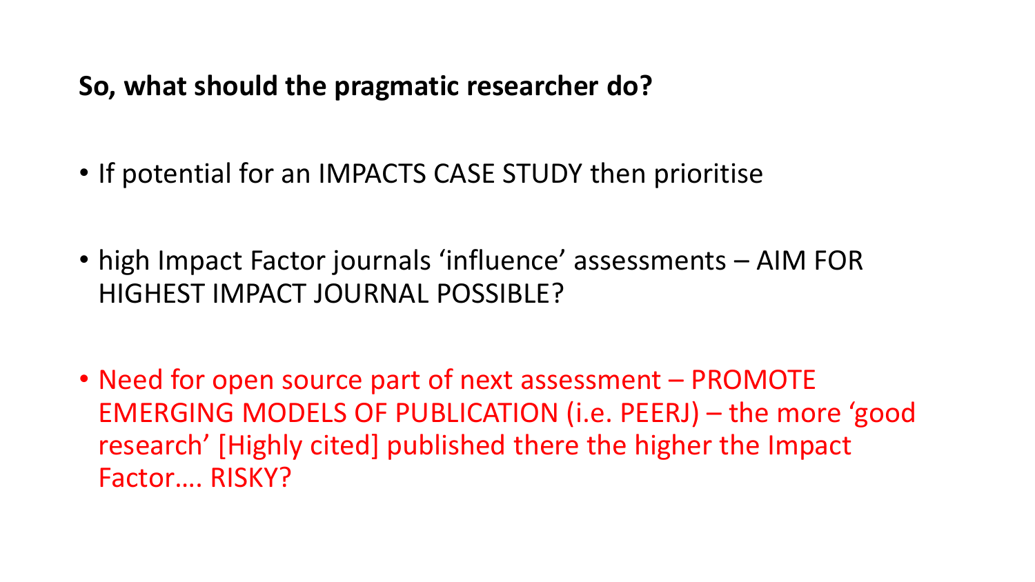**So, what should the pragmatic researcher do?**

- If potential for an IMPACTS CASE STUDY then prioritise
- high Impact Factor journals 'influence' assessments – AIM FOR HIGHEST IMPACT JOURNAL POSSIBLE?
- Need for open source part of next assessment – PROMOTE EMERGING MODELS OF PUBLICATION (i.e. PEERJ) – the more 'good research' [Highly cited] published there the higher the Impact Factor…. RISKY?